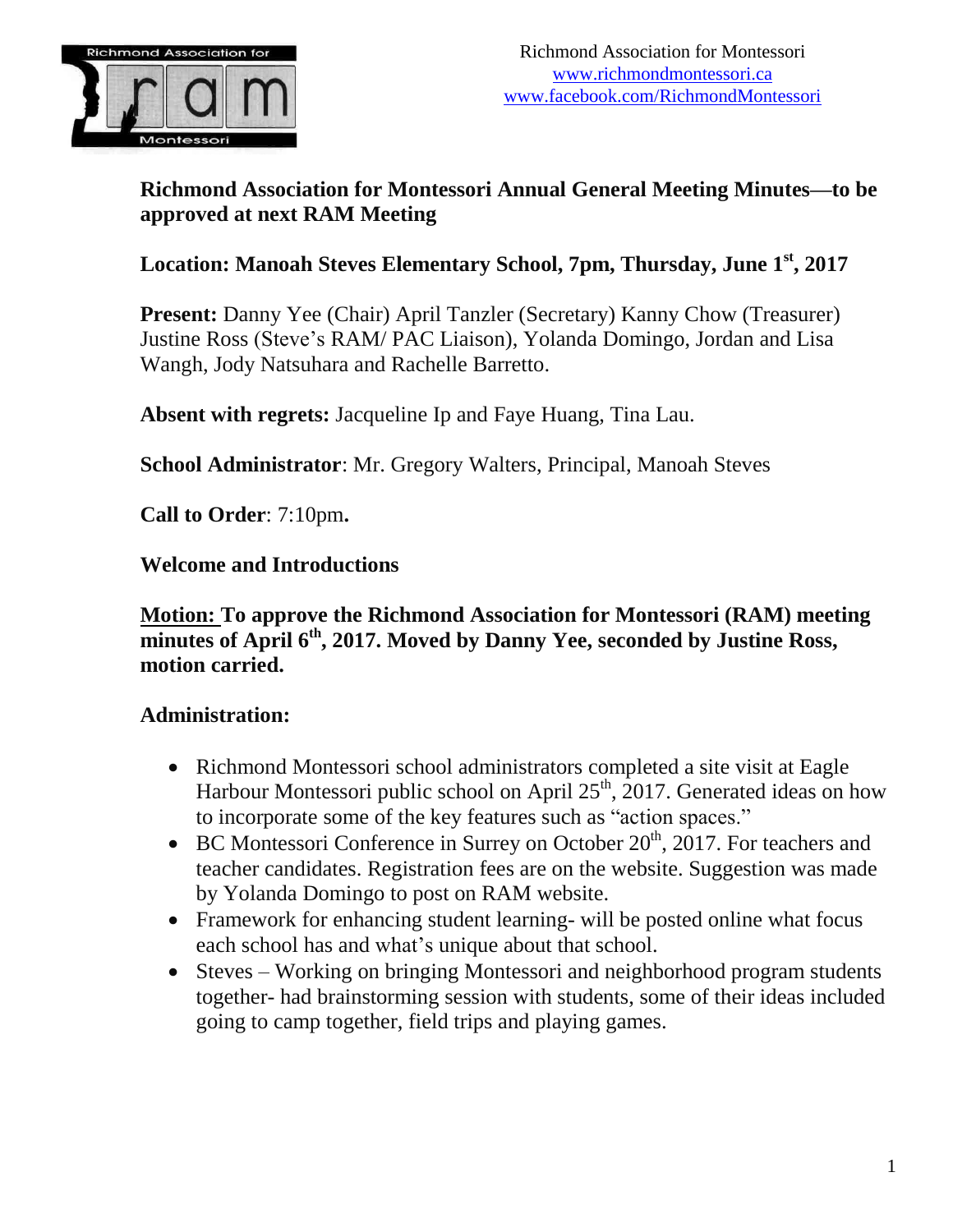Richmond Association for Montessori
www.richmondmontessori.ca
www.facebook.com/RichmondMontessori

**Richmond Association for Montessori Annual General Meeting Minutes—to be approved at next RAM Meeting**

**Location: Manoah Steves Elementary School, 7pm, Thursday, June 1st, 2017**

**Present:** Danny Yee (Chair) April Tanzler (Secretary) Kanny Chow (Treasurer) Justine Ross (Steve's RAM/ PAC Liaison), Yolanda Domingo, Jordan and Lisa Wangh, Jody Natsuhara and Rachelle Barretto.

**Absent with regrets:** Jacqueline Ip and Faye Huang, Tina Lau.

**School Administrator**: Mr. Gregory Walters, Principal, Manoah Steves

**Call to Order**: 7:10pm**.**

**Welcome and Introductions**

**Motion: To approve the Richmond Association for Montessori (RAM) meeting minutes of April 6th, 2017. Moved by Danny Yee, seconded by Justine Ross, motion carried.**

**Administration:**

- Richmond Montessori school administrators completed a site visit at Eagle Harbour Montessori public school on April 25th, 2017. Generated ideas on how to incorporate some of the key features such as "action spaces."
- BC Montessori Conference in Surrey on October 20th, 2017. For teachers and teacher candidates. Registration fees are on the website. Suggestion was made by Yolanda Domingo to post on RAM website.
- Framework for enhancing student learning- will be posted online what focus each school has and what's unique about that school.
- Steves – Working on bringing Montessori and neighborhood program students together- had brainstorming session with students, some of their ideas included going to camp together, field trips and playing games.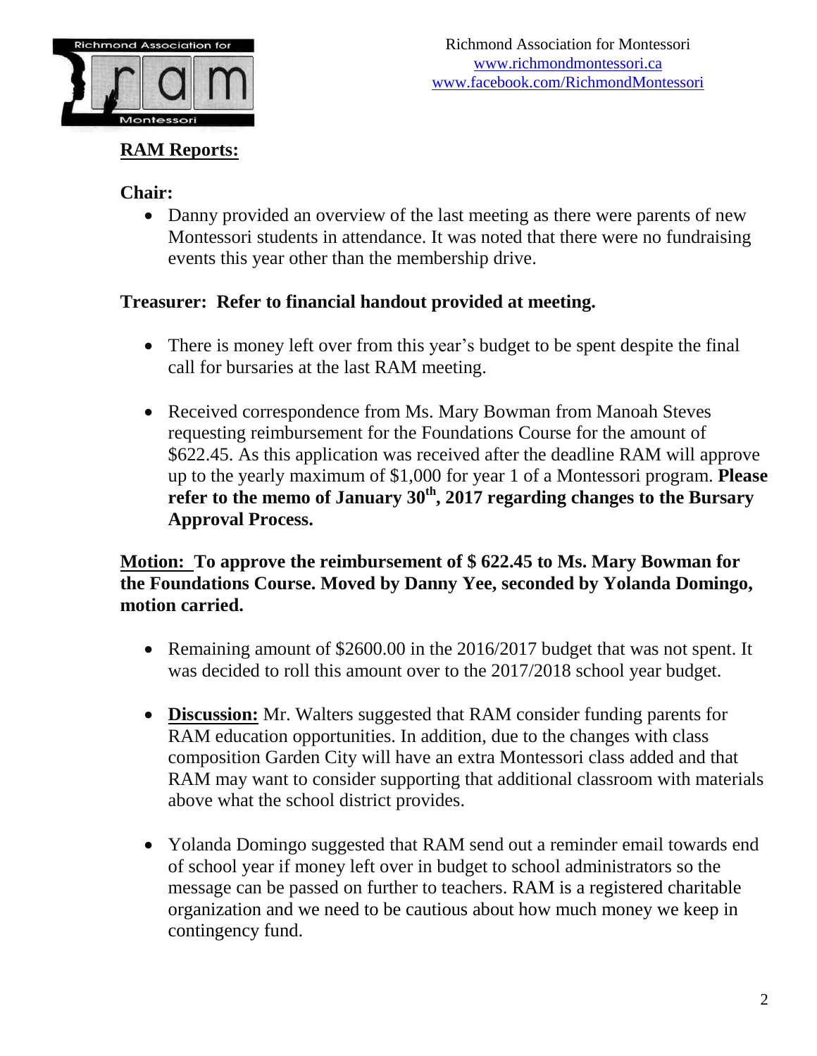Richmond Association for Montessori
www.richmondmontessori.ca
www.facebook.com/RichmondMontessori

## RAM Reports:

### Chair:

- Danny provided an overview of the last meeting as there were parents of new Montessori students in attendance. It was noted that there were no fundraising events this year other than the membership drive.

### Treasurer: Refer to financial handout provided at meeting.

- There is money left over from this year's budget to be spent despite the final call for bursaries at the last RAM meeting.
- Received correspondence from Ms. Mary Bowman from Manoah Steves requesting reimbursement for the Foundations Course for the amount of $622.45. As this application was received after the deadline RAM will approve up to the yearly maximum of $1,000 for year 1 of a Montessori program. **Please refer to the memo of January 30th, 2017 regarding changes to the Bursary Approval Process.**

**Motion: To approve the reimbursement of $ 622.45 to Ms. Mary Bowman for the Foundations Course. Moved by Danny Yee, seconded by Yolanda Domingo, motion carried.**

- Remaining amount of $2600.00 in the 2016/2017 budget that was not spent. It was decided to roll this amount over to the 2017/2018 school year budget.
- **Discussion:** Mr. Walters suggested that RAM consider funding parents for RAM education opportunities. In addition, due to the changes with class composition Garden City will have an extra Montessori class added and that RAM may want to consider supporting that additional classroom with materials above what the school district provides.
- Yolanda Domingo suggested that RAM send out a reminder email towards end of school year if money left over in budget to school administrators so the message can be passed on further to teachers. RAM is a registered charitable organization and we need to be cautious about how much money we keep in contingency fund.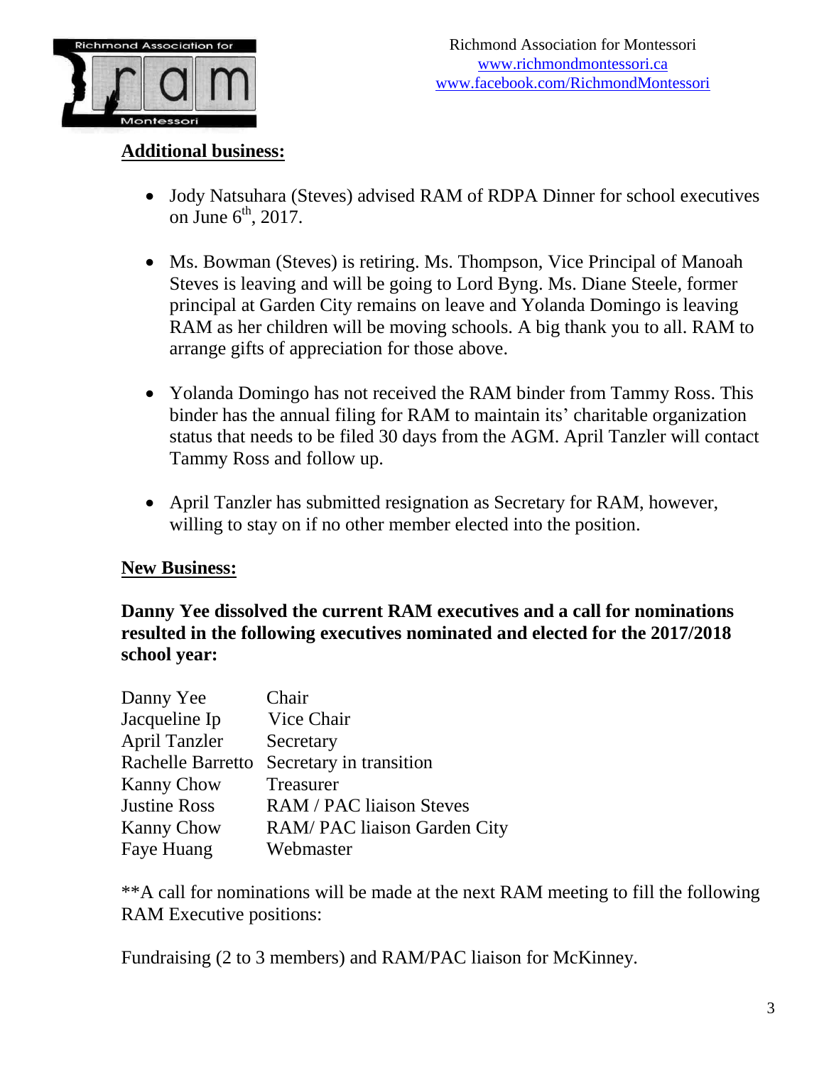Richmond Association for Montessori
www.richmondmontessori.ca
www.facebook.com/RichmondMontessori

**Additional business:**

- Jody Natsuhara (Steves) advised RAM of RDPA Dinner for school executives on June 6th, 2017.
- Ms. Bowman (Steves) is retiring. Ms. Thompson, Vice Principal of Manoah Steves is leaving and will be going to Lord Byng. Ms. Diane Steele, former principal at Garden City remains on leave and Yolanda Domingo is leaving RAM as her children will be moving schools. A big thank you to all. RAM to arrange gifts of appreciation for those above.
- Yolanda Domingo has not received the RAM binder from Tammy Ross. This binder has the annual filing for RAM to maintain its' charitable organization status that needs to be filed 30 days from the AGM. April Tanzler will contact Tammy Ross and follow up.
- April Tanzler has submitted resignation as Secretary for RAM, however, willing to stay on if no other member elected into the position.

**New Business:**

**Danny Yee dissolved the current RAM executives and a call for nominations resulted in the following executives nominated and elected for the 2017/2018 school year:**

| | |
|---|---|
| Danny Yee | Chair |
| Jacqueline Ip | Vice Chair |
| April Tanzler | Secretary |
| Rachelle Barretto | Secretary in transition |
| Kanny Chow | Treasurer |
| Justine Ross | RAM / PAC liaison Steves |
| Kanny Chow | RAM/ PAC liaison Garden City |
| Faye Huang | Webmaster |

**A call for nominations will be made at the next RAM meeting to fill the following RAM Executive positions:

Fundraising (2 to 3 members) and RAM/PAC liaison for McKinney.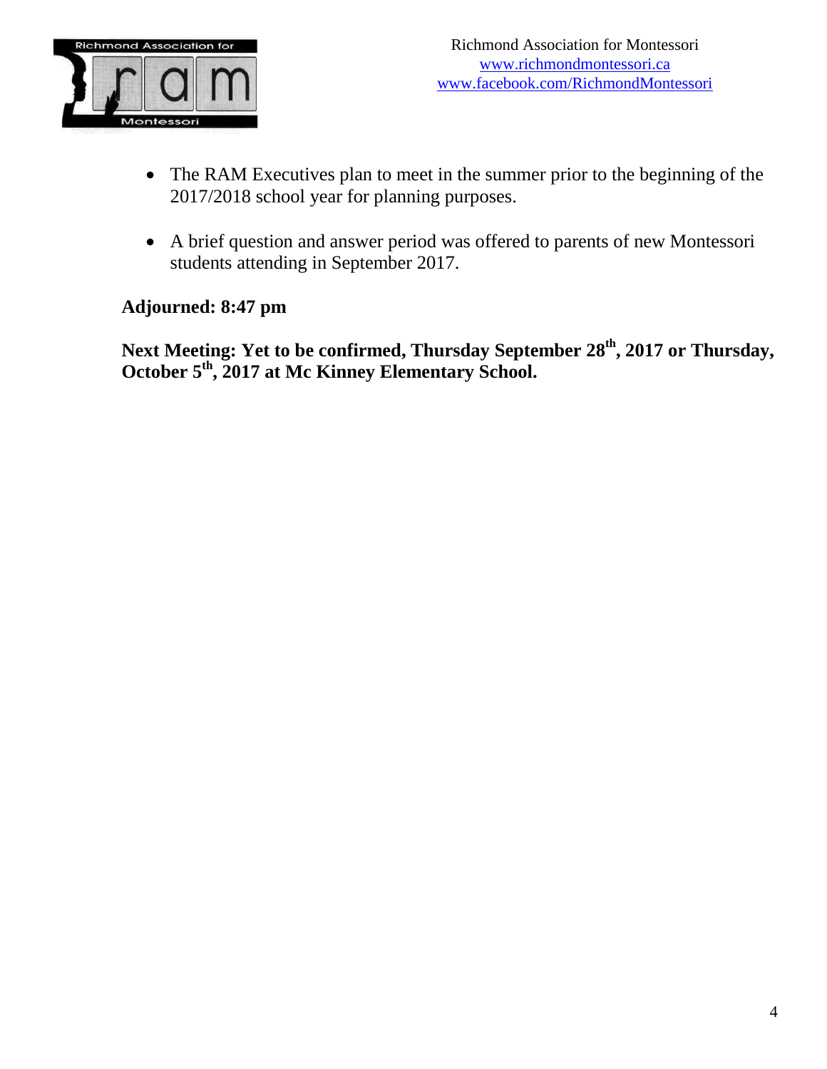- The RAM Executives plan to meet in the summer prior to the beginning of the 2017/2018 school year for planning purposes.

- A brief question and answer period was offered to parents of new Montessori students attending in September 2017.

**Adjourned: 8:47 pm**

**Next Meeting: Yet to be confirmed, Thursday September 28th, 2017 or Thursday, October 5th, 2017 at Mc Kinney Elementary School.**